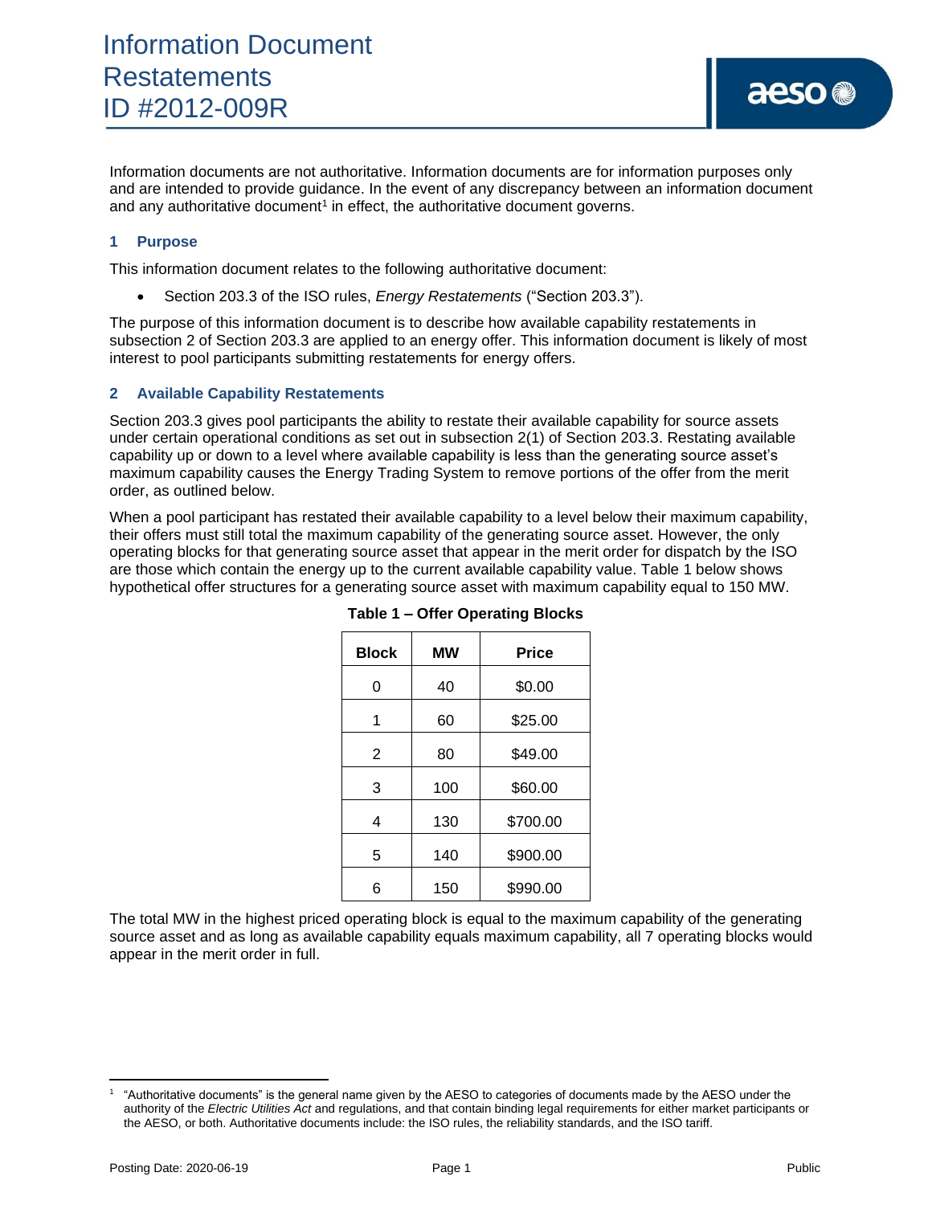# Information Document Restatements ID #2012-009R

Information documents are not authoritative. Information documents are for information purposes only and are intended to provide guidance. In the event of any discrepancy between an information document and any authoritative document[1] in effect, the authoritative document governs.

## 1 Purpose

This information document relates to the following authoritative document:

- Section 203.3 of the ISO rules, *Energy Restatements* ("Section 203.3").

The purpose of this information document is to describe how available capability restatements in subsection 2 of Section 203.3 are applied to an energy offer. This information document is likely of most interest to pool participants submitting restatements for energy offers.

## 2 Available Capability Restatements

Section 203.3 gives pool participants the ability to restate their available capability for source assets under certain operational conditions as set out in subsection 2(1) of Section 203.3. Restating available capability up or down to a level where available capability is less than the generating source asset's maximum capability causes the Energy Trading System to remove portions of the offer from the merit order, as outlined below.

When a pool participant has restated their available capability to a level below their maximum capability, their offers must still total the maximum capability of the generating source asset. However, the only operating blocks for that generating source asset that appear in the merit order for dispatch by the ISO are those which contain the energy up to the current available capability value. Table 1 below shows hypothetical offer structures for a generating source asset with maximum capability equal to 150 MW.

**Table 1 – Offer Operating Blocks**

| Block | MW | Price |
|---|---|---|
| 0 | 40 | $0.00 |
| 1 | 60 | $25.00 |
| 2 | 80 | $49.00 |
| 3 | 100 | $60.00 |
| 4 | 130 | $700.00 |
| 5 | 140 | $900.00 |
| 6 | 150 | $990.00 |

The total MW in the highest priced operating block is equal to the maximum capability of the generating source asset and as long as available capability equals maximum capability, all 7 operating blocks would appear in the merit order in full.

---

[1] "Authoritative documents" is the general name given by the AESO to categories of documents made by the AESO under the authority of the *Electric Utilities Act* and regulations, and that contain binding legal requirements for either market participants or the AESO, or both. Authoritative documents include: the ISO rules, the reliability standards, and the ISO tariff.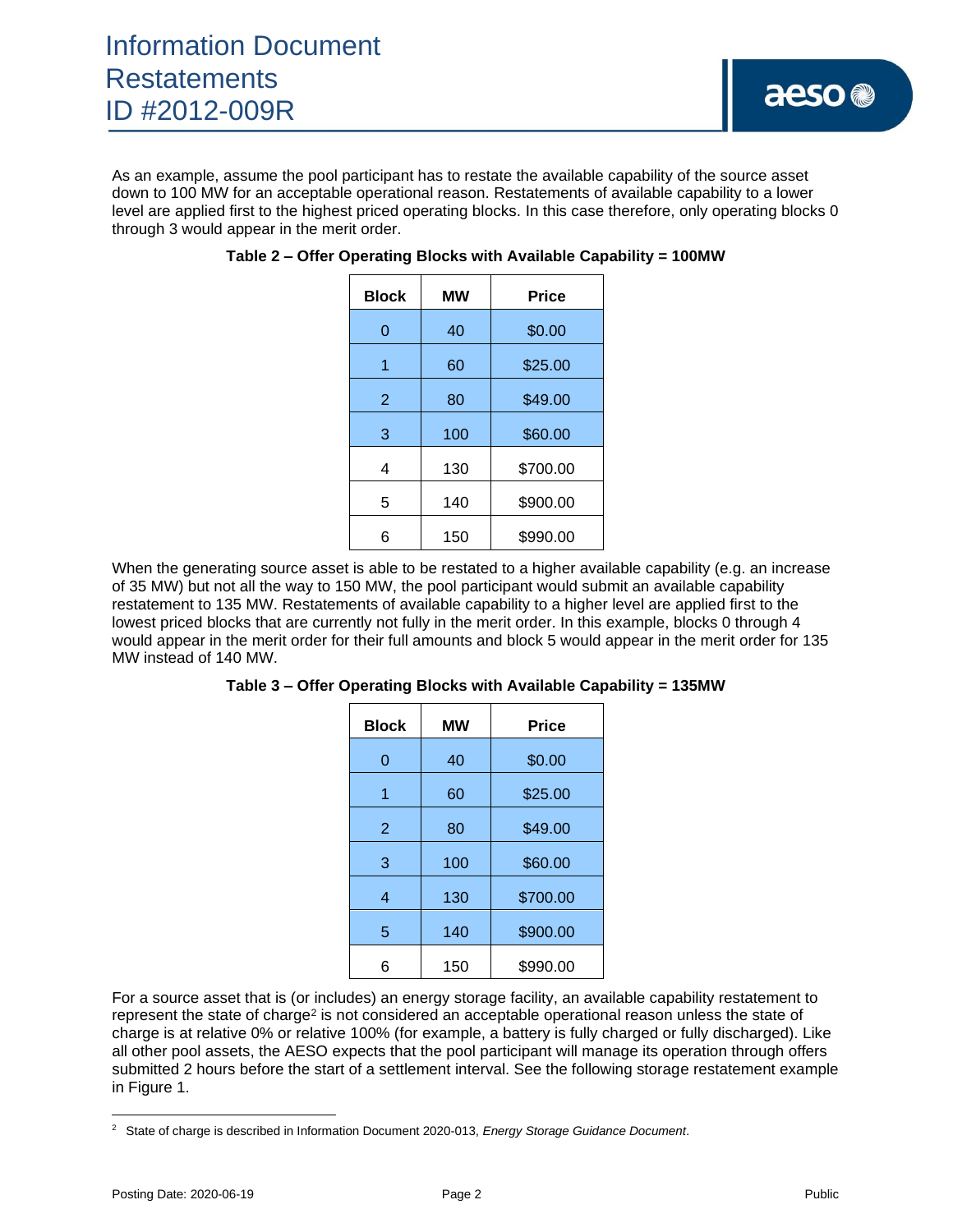As an example, assume the pool participant has to restate the available capability of the source asset down to 100 MW for an acceptable operational reason. Restatements of available capability to a lower level are applied first to the highest priced operating blocks. In this case therefore, only operating blocks 0 through 3 would appear in the merit order.

**Table 2 – Offer Operating Blocks with Available Capability = 100MW**

| Block | MW | Price |
|---|---|---|
| 0 | 40 | $0.00 |
| 1 | 60 | $25.00 |
| 2 | 80 | $49.00 |
| 3 | 100 | $60.00 |
| 4 | 130 | $700.00 |
| 5 | 140 | $900.00 |
| 6 | 150 | $990.00 |

When the generating source asset is able to be restated to a higher available capability (e.g. an increase of 35 MW) but not all the way to 150 MW, the pool participant would submit an available capability restatement to 135 MW. Restatements of available capability to a higher level are applied first to the lowest priced blocks that are currently not fully in the merit order. In this example, blocks 0 through 4 would appear in the merit order for their full amounts and block 5 would appear in the merit order for 135 MW instead of 140 MW.

**Table 3 – Offer Operating Blocks with Available Capability = 135MW**

| Block | MW | Price |
|---|---|---|
| 0 | 40 | $0.00 |
| 1 | 60 | $25.00 |
| 2 | 80 | $49.00 |
| 3 | 100 | $60.00 |
| 4 | 130 | $700.00 |
| 5 | 140 | $900.00 |
| 6 | 150 | $990.00 |

For a source asset that is (or includes) an energy storage facility, an available capability restatement to represent the state of charge[2] is not considered an acceptable operational reason unless the state of charge is at relative 0% or relative 100% (for example, a battery is fully charged or fully discharged). Like all other pool assets, the AESO expects that the pool participant will manage its operation through offers submitted 2 hours before the start of a settlement interval. See the following storage restatement example in Figure 1.

[2] State of charge is described in Information Document 2020-013, *Energy Storage Guidance Document*.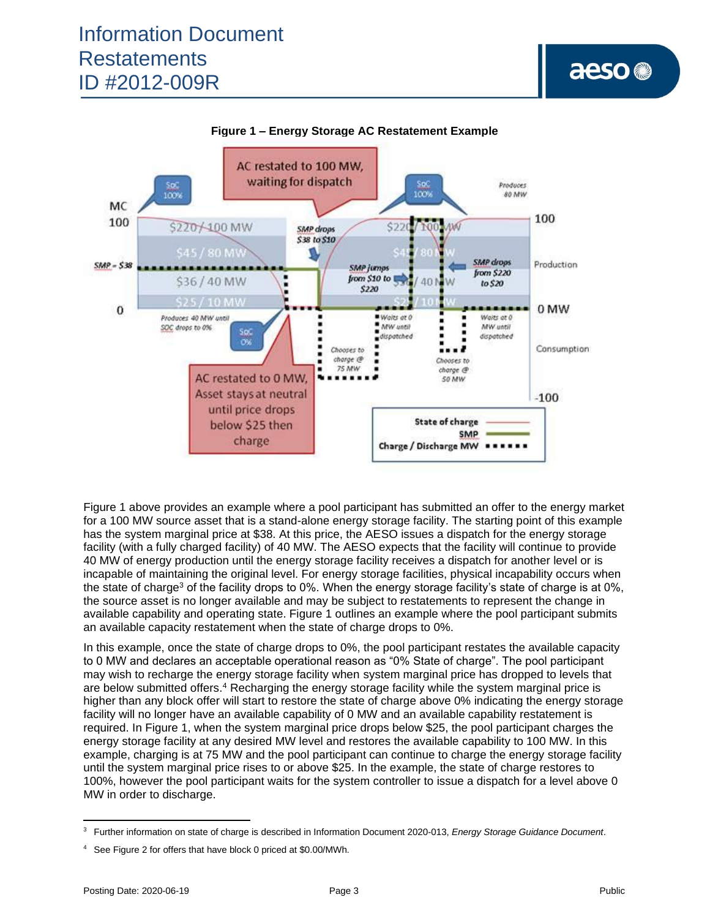**Figure 1 – Energy Storage AC Restatement Example**

Figure 1 above provides an example where a pool participant has submitted an offer to the energy market for a 100 MW source asset that is a stand-alone energy storage facility. The starting point of this example has the system marginal price at $38. At this price, the AESO issues a dispatch for the energy storage facility (with a fully charged facility) of 40 MW. The AESO expects that the facility will continue to provide 40 MW of energy production until the energy storage facility receives a dispatch for another level or is incapable of maintaining the original level. For energy storage facilities, physical incapability occurs when the state of charge[3] of the facility drops to 0%. When the energy storage facility's state of charge is at 0%, the source asset is no longer available and may be subject to restatements to represent the change in available capability and operating state. Figure 1 outlines an example where the pool participant submits an available capacity restatement when the state of charge drops to 0%.

In this example, once the state of charge drops to 0%, the pool participant restates the available capacity to 0 MW and declares an acceptable operational reason as "0% State of charge". The pool participant may wish to recharge the energy storage facility when system marginal price has dropped to levels that are below submitted offers.[4] Recharging the energy storage facility while the system marginal price is higher than any block offer will start to restore the state of charge above 0% indicating the energy storage facility will no longer have an available capability of 0 MW and an available capability restatement is required. In Figure 1, when the system marginal price drops below $25, the pool participant charges the energy storage facility at any desired MW level and restores the available capability to 100 MW. In this example, charging is at 75 MW and the pool participant can continue to charge the energy storage facility until the system marginal price rises to or above $25. In the example, the state of charge restores to 100%, however the pool participant waits for the system controller to issue a dispatch for a level above 0 MW in order to discharge.

---

[3] Further information on state of charge is described in Information Document 2020-013, *Energy Storage Guidance Document*.

[4] See Figure 2 for offers that have block 0 priced at $0.00/MWh.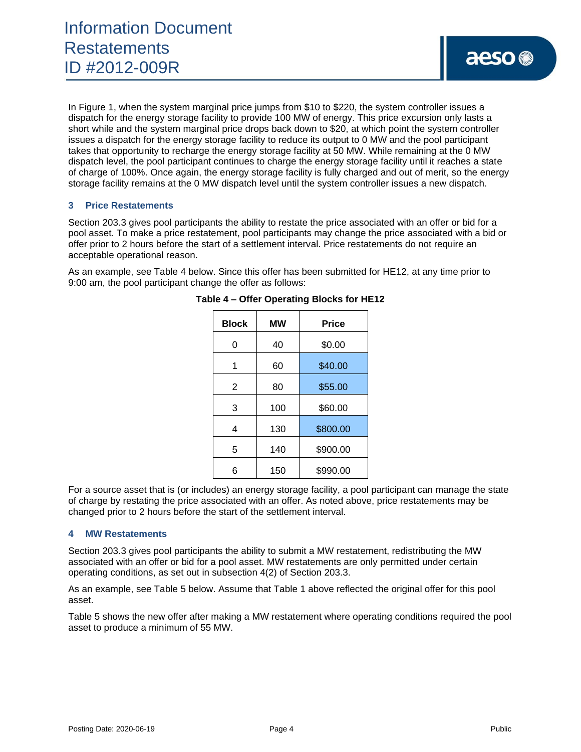In Figure 1, when the system marginal price jumps from $10 to $220, the system controller issues a dispatch for the energy storage facility to provide 100 MW of energy. This price excursion only lasts a short while and the system marginal price drops back down to $20, at which point the system controller issues a dispatch for the energy storage facility to reduce its output to 0 MW and the pool participant takes that opportunity to recharge the energy storage facility at 50 MW. While remaining at the 0 MW dispatch level, the pool participant continues to charge the energy storage facility until it reaches a state of charge of 100%. Once again, the energy storage facility is fully charged and out of merit, so the energy storage facility remains at the 0 MW dispatch level until the system controller issues a new dispatch.

## 3 Price Restatements

Section 203.3 gives pool participants the ability to restate the price associated with an offer or bid for a pool asset. To make a price restatement, pool participants may change the price associated with a bid or offer prior to 2 hours before the start of a settlement interval. Price restatements do not require an acceptable operational reason.

As an example, see Table 4 below. Since this offer has been submitted for HE12, at any time prior to 9:00 am, the pool participant change the offer as follows:

**Table 4 – Offer Operating Blocks for HE12**

| Block | MW | Price |
|---|---|---|
| 0 | 40 | $0.00 |
| 1 | 60 | $40.00 |
| 2 | 80 | $55.00 |
| 3 | 100 | $60.00 |
| 4 | 130 | $800.00 |
| 5 | 140 | $900.00 |
| 6 | 150 | $990.00 |

For a source asset that is (or includes) an energy storage facility, a pool participant can manage the state of charge by restating the price associated with an offer. As noted above, price restatements may be changed prior to 2 hours before the start of the settlement interval.

## 4 MW Restatements

Section 203.3 gives pool participants the ability to submit a MW restatement, redistributing the MW associated with an offer or bid for a pool asset. MW restatements are only permitted under certain operating conditions, as set out in subsection 4(2) of Section 203.3.

As an example, see Table 5 below. Assume that Table 1 above reflected the original offer for this pool asset.

Table 5 shows the new offer after making a MW restatement where operating conditions required the pool asset to produce a minimum of 55 MW.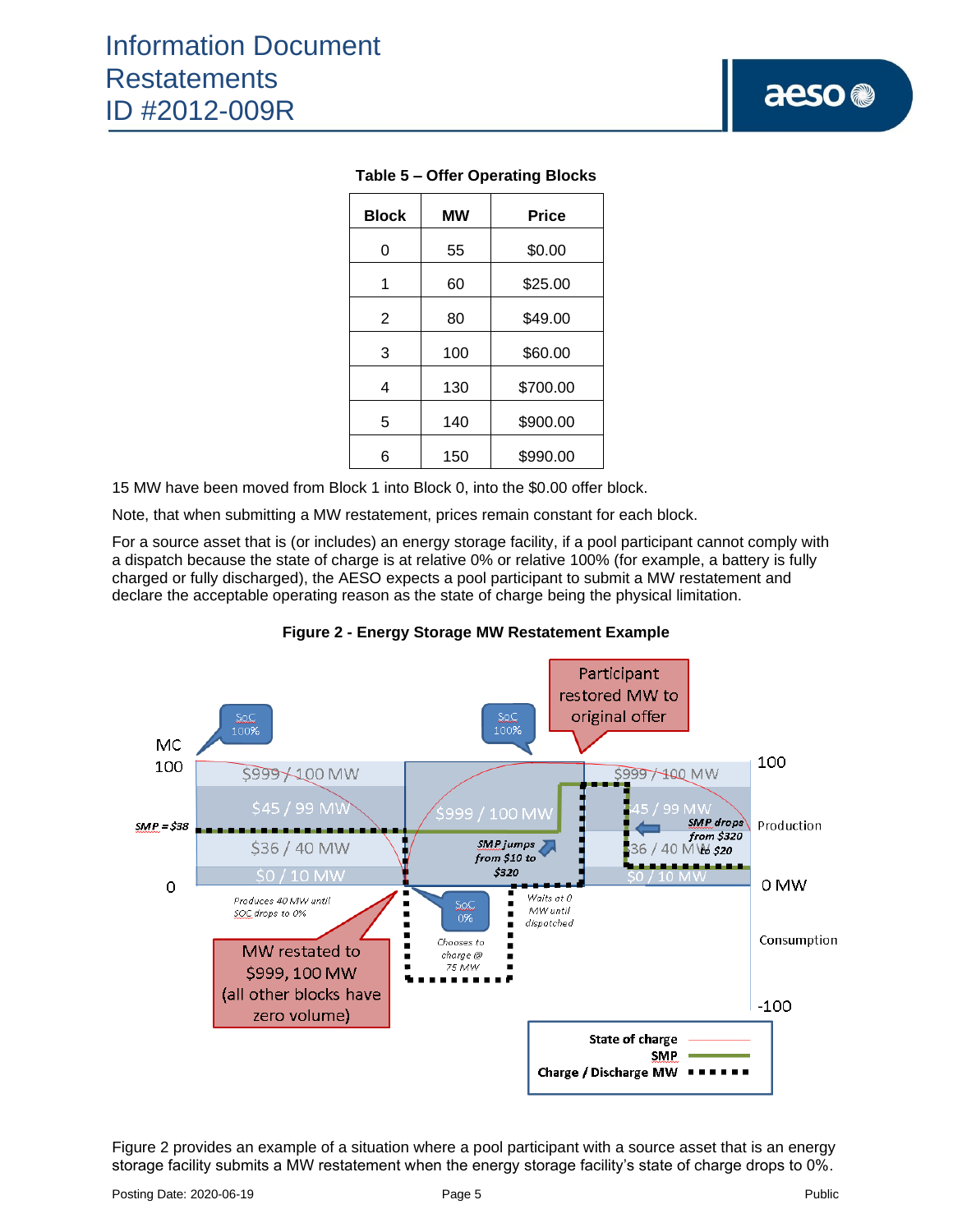**Table 5 – Offer Operating Blocks**

| Block | MW | Price |
|---|---|---|
| 0 | 55 | $0.00 |
| 1 | 60 | $25.00 |
| 2 | 80 | $49.00 |
| 3 | 100 | $60.00 |
| 4 | 130 | $700.00 |
| 5 | 140 | $900.00 |
| 6 | 150 | $990.00 |

15 MW have been moved from Block 1 into Block 0, into the $0.00 offer block.

Note, that when submitting a MW restatement, prices remain constant for each block.

For a source asset that is (or includes) an energy storage facility, if a pool participant cannot comply with a dispatch because the state of charge is at relative 0% or relative 100% (for example, a battery is fully charged or fully discharged), the AESO expects a pool participant to submit a MW restatement and declare the acceptable operating reason as the state of charge being the physical limitation.

**Figure 2 - Energy Storage MW Restatement Example**

Figure 2 provides an example of a situation where a pool participant with a source asset that is an energy storage facility submits a MW restatement when the energy storage facility's state of charge drops to 0%.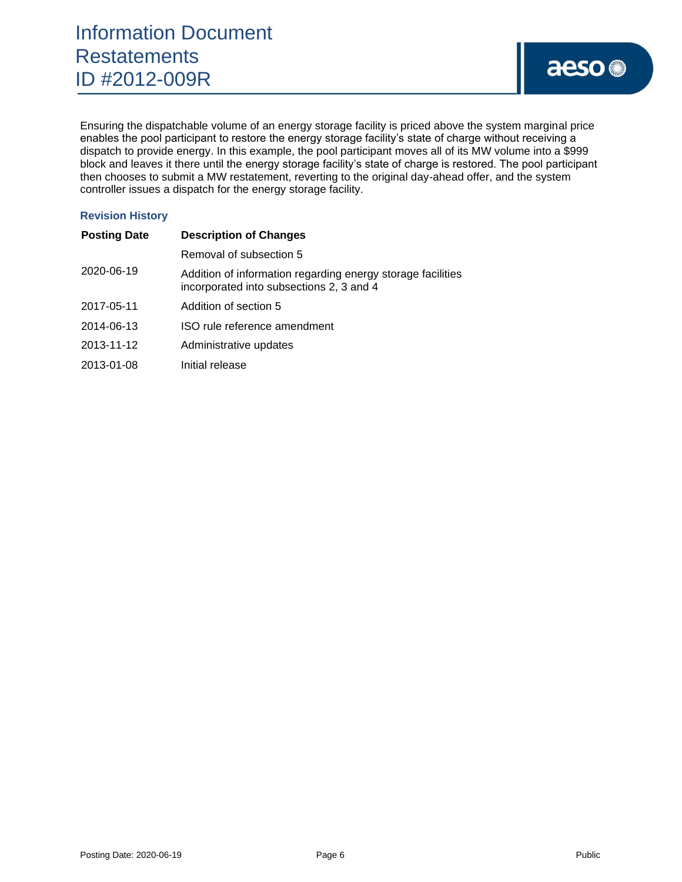Ensuring the dispatchable volume of an energy storage facility is priced above the system marginal price enables the pool participant to restore the energy storage facility's state of charge without receiving a dispatch to provide energy. In this example, the pool participant moves all of its MW volume into a $999 block and leaves it there until the energy storage facility's state of charge is restored. The pool participant then chooses to submit a MW restatement, reverting to the original day-ahead offer, and the system controller issues a dispatch for the energy storage facility.

### Revision History

| Posting Date | Description of Changes |
|---|---|
| 2020-06-19 | Removal of subsection 5<br>Addition of information regarding energy storage facilities incorporated into subsections 2, 3 and 4 |
| 2017-05-11 | Addition of section 5 |
| 2014-06-13 | ISO rule reference amendment |
| 2013-11-12 | Administrative updates |
| 2013-01-08 | Initial release |